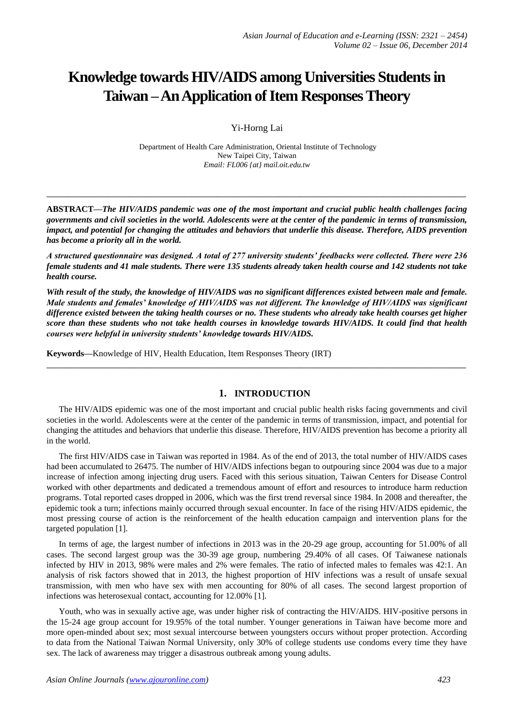# Knowledge towards HIV/AIDS among Universities Students in Taiwan – An Application of Item Responses Theory

Yi-Horng Lai

Department of Health Care Administration, Oriental Institute of Technology
New Taipei City, Taiwan
*Email: FL006 {at} mail.oit.edu.tw*

---

**ABSTRACT—*The HIV/AIDS pandemic was one of the most important and crucial public health challenges facing governments and civil societies in the world. Adolescents were at the center of the pandemic in terms of transmission, impact, and potential for changing the attitudes and behaviors that underlie this disease. Therefore, AIDS prevention has become a priority all in the world.***

***A structured questionnaire was designed. A total of 277 university students' feedbacks were collected. There were 236 female students and 41 male students. There were 135 students already taken health course and 142 students not take health course.***

***With result of the study, the knowledge of HIV/AIDS was no significant differences existed between male and female. Male students and females' knowledge of HIV/AIDS was not different. The knowledge of HIV/AIDS was significant difference existed between the taking health courses or no. These students who already take health courses get higher score than these students who not take health courses in knowledge towards HIV/AIDS. It could find that health courses were helpful in university students' knowledge towards HIV/AIDS.***

**Keywords—**Knowledge of HIV, Health Education, Item Responses Theory (IRT)

---

## 1. INTRODUCTION

The HIV/AIDS epidemic was one of the most important and crucial public health risks facing governments and civil societies in the world. Adolescents were at the center of the pandemic in terms of transmission, impact, and potential for changing the attitudes and behaviors that underlie this disease. Therefore, HIV/AIDS prevention has become a priority all in the world.

The first HIV/AIDS case in Taiwan was reported in 1984. As of the end of 2013, the total number of HIV/AIDS cases had been accumulated to 26475. The number of HIV/AIDS infections began to outpouring since 2004 was due to a major increase of infection among injecting drug users. Faced with this serious situation, Taiwan Centers for Disease Control worked with other departments and dedicated a tremendous amount of effort and resources to introduce harm reduction programs. Total reported cases dropped in 2006, which was the first trend reversal since 1984. In 2008 and thereafter, the epidemic took a turn; infections mainly occurred through sexual encounter. In face of the rising HIV/AIDS epidemic, the most pressing course of action is the reinforcement of the health education campaign and intervention plans for the targeted population [1].

In terms of age, the largest number of infections in 2013 was in the 20-29 age group, accounting for 51.00% of all cases. The second largest group was the 30-39 age group, numbering 29.40% of all cases. Of Taiwanese nationals infected by HIV in 2013, 98% were males and 2% were females. The ratio of infected males to females was 42:1. An analysis of risk factors showed that in 2013, the highest proportion of HIV infections was a result of unsafe sexual transmission, with men who have sex with men accounting for 80% of all cases. The second largest proportion of infections was heterosexual contact, accounting for 12.00% [1].

Youth, who was in sexually active age, was under higher risk of contracting the HIV/AIDS. HIV-positive persons in the 15-24 age group account for 19.95% of the total number. Younger generations in Taiwan have become more and more open-minded about sex; most sexual intercourse between youngsters occurs without proper protection. According to data from the National Taiwan Normal University, only 30% of college students use condoms every time they have sex. The lack of awareness may trigger a disastrous outbreak among young adults.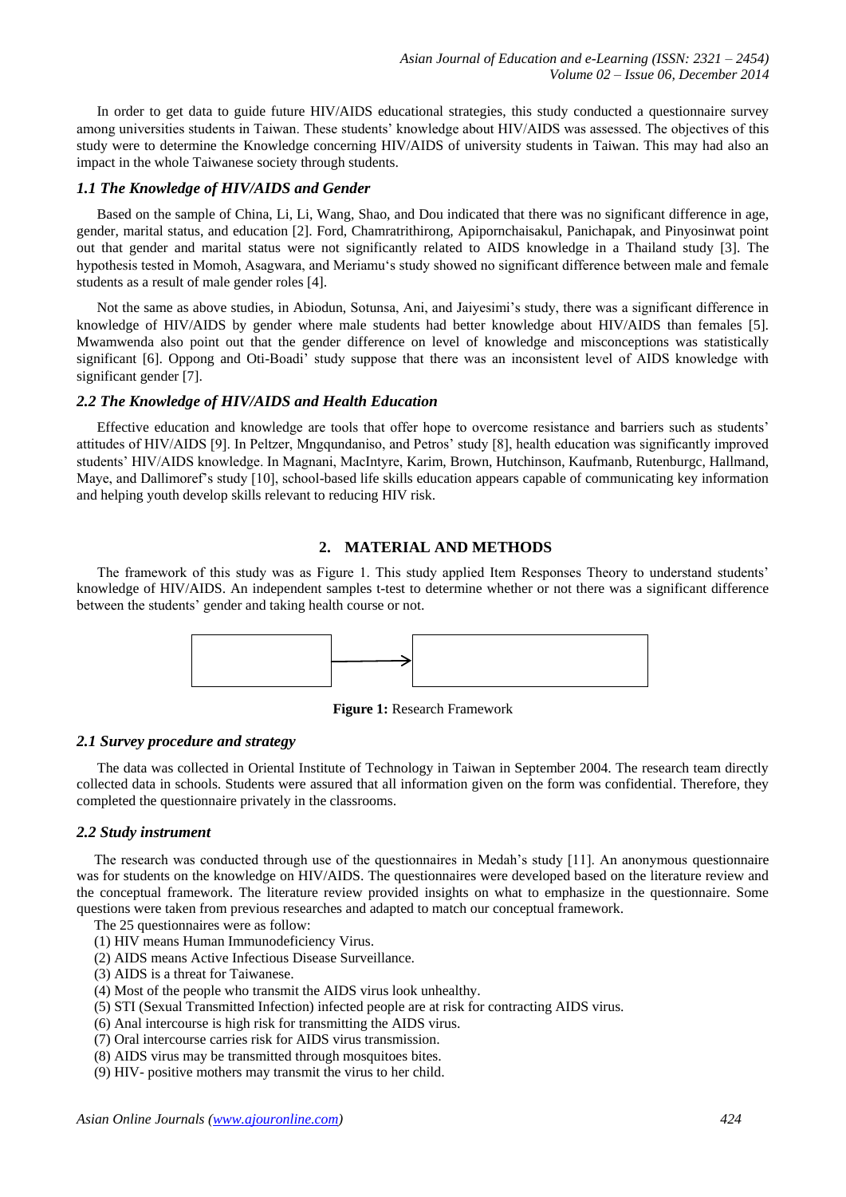In order to get data to guide future HIV/AIDS educational strategies, this study conducted a questionnaire survey among universities students in Taiwan. These students' knowledge about HIV/AIDS was assessed. The objectives of this study were to determine the Knowledge concerning HIV/AIDS of university students in Taiwan. This may had also an impact in the whole Taiwanese society through students.

### *1.1 The Knowledge of HIV/AIDS and Gender*

Based on the sample of China, Li, Li, Wang, Shao, and Dou indicated that there was no significant difference in age, gender, marital status, and education [2]. Ford, Chamratrithirong, Apipornchaisakul, Panichapak, and Pinyosinwat point out that gender and marital status were not significantly related to AIDS knowledge in a Thailand study [3]. The hypothesis tested in Momoh, Asagwara, and Meriamu's study showed no significant difference between male and female students as a result of male gender roles [4].

Not the same as above studies, in Abiodun, Sotunsa, Ani, and Jaiyesimi's study, there was a significant difference in knowledge of HIV/AIDS by gender where male students had better knowledge about HIV/AIDS than females [5]. Mwamwenda also point out that the gender difference on level of knowledge and misconceptions was statistically significant [6]. Oppong and Oti-Boadi' study suppose that there was an inconsistent level of AIDS knowledge with significant gender [7].

### *2.2 The Knowledge of HIV/AIDS and Health Education*

Effective education and knowledge are tools that offer hope to overcome resistance and barriers such as students' attitudes of HIV/AIDS [9]. In Peltzer, Mngqundaniso, and Petros' study [8], health education was significantly improved students' HIV/AIDS knowledge. In Magnani, MacIntyre, Karim, Brown, Hutchinson, Kaufmanb, Rutenburgc, Hallmand, Maye, and Dallimoref's study [10], school-based life skills education appears capable of communicating key information and helping youth develop skills relevant to reducing HIV risk.

## 2. MATERIAL AND METHODS

The framework of this study was as Figure 1. This study applied Item Responses Theory to understand students' knowledge of HIV/AIDS. An independent samples t-test to determine whether or not there was a significant difference between the students' gender and taking health course or not.

**Figure 1:** Research Framework

### *2.1 Survey procedure and strategy*

The data was collected in Oriental Institute of Technology in Taiwan in September 2004. The research team directly collected data in schools. Students were assured that all information given on the form was confidential. Therefore, they completed the questionnaire privately in the classrooms.

### *2.2 Study instrument*

The research was conducted through use of the questionnaires in Medah's study [11]. An anonymous questionnaire was for students on the knowledge on HIV/AIDS. The questionnaires were developed based on the literature review and the conceptual framework. The literature review provided insights on what to emphasize in the questionnaire. Some questions were taken from previous researches and adapted to match our conceptual framework.

The 25 questionnaires were as follow:

(1) HIV means Human Immunodeficiency Virus.
(2) AIDS means Active Infectious Disease Surveillance.
(3) AIDS is a threat for Taiwanese.
(4) Most of the people who transmit the AIDS virus look unhealthy.
(5) STI (Sexual Transmitted Infection) infected people are at risk for contracting AIDS virus.
(6) Anal intercourse is high risk for transmitting the AIDS virus.
(7) Oral intercourse carries risk for AIDS virus transmission.
(8) AIDS virus may be transmitted through mosquitoes bites.
(9) HIV- positive mothers may transmit the virus to her child.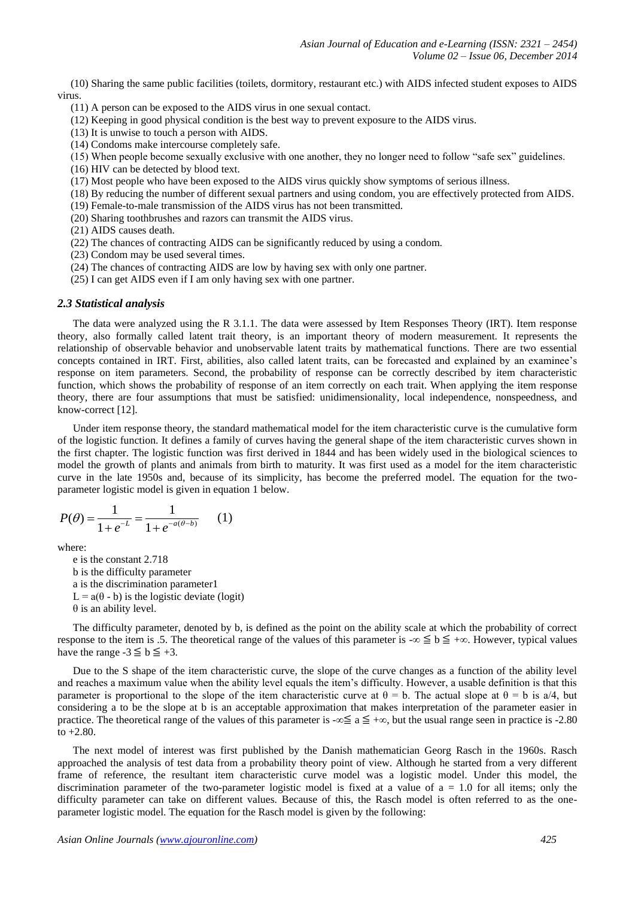(10) Sharing the same public facilities (toilets, dormitory, restaurant etc.) with AIDS infected student exposes to AIDS virus.

(11) A person can be exposed to the AIDS virus in one sexual contact.

(12) Keeping in good physical condition is the best way to prevent exposure to the AIDS virus.

(13) It is unwise to touch a person with AIDS.

(14) Condoms make intercourse completely safe.

(15) When people become sexually exclusive with one another, they no longer need to follow "safe sex" guidelines.

(16) HIV can be detected by blood text.

(17) Most people who have been exposed to the AIDS virus quickly show symptoms of serious illness.

(18) By reducing the number of different sexual partners and using condom, you are effectively protected from AIDS.

(19) Female-to-male transmission of the AIDS virus has not been transmitted.

(20) Sharing toothbrushes and razors can transmit the AIDS virus.

(21) AIDS causes death.

(22) The chances of contracting AIDS can be significantly reduced by using a condom.

(23) Condom may be used several times.

(24) The chances of contracting AIDS are low by having sex with only one partner.

(25) I can get AIDS even if I am only having sex with one partner.

### *2.3 Statistical analysis*

The data were analyzed using the R 3.1.1. The data were assessed by Item Responses Theory (IRT). Item response theory, also formally called latent trait theory, is an important theory of modern measurement. It represents the relationship of observable behavior and unobservable latent traits by mathematical functions. There are two essential concepts contained in IRT. First, abilities, also called latent traits, can be forecasted and explained by an examinee's response on item parameters. Second, the probability of response can be correctly described by item characteristic function, which shows the probability of response of an item correctly on each trait. When applying the item response theory, there are four assumptions that must be satisfied: unidimensionality, local independence, nonspeedness, and know-correct [12].

Under item response theory, the standard mathematical model for the item characteristic curve is the cumulative form of the logistic function. It defines a family of curves having the general shape of the item characteristic curves shown in the first chapter. The logistic function was first derived in 1844 and has been widely used in the biological sciences to model the growth of plants and animals from birth to maturity. It was first used as a model for the item characteristic curve in the late 1950s and, because of its simplicity, has become the preferred model. The equation for the two-parameter logistic model is given in equation 1 below.

$$P(\theta) = \frac{1}{1+e^{-L}} = \frac{1}{1+e^{-a(\theta-b)}} \qquad (1)$$

where:

e is the constant 2.718

b is the difficulty parameter

a is the discrimination parameter1

$L = a(\theta - b)$ is the logistic deviate (logit)

$\theta$ is an ability level.

The difficulty parameter, denoted by b, is defined as the point on the ability scale at which the probability of correct response to the item is .5. The theoretical range of the values of this parameter is $-\infty \leqq b \leqq +\infty$. However, typical values have the range $-3 \leqq b \leqq +3$.

Due to the S shape of the item characteristic curve, the slope of the curve changes as a function of the ability level and reaches a maximum value when the ability level equals the item's difficulty. However, a usable definition is that this parameter is proportional to the slope of the item characteristic curve at $\theta = b$. The actual slope at $\theta = b$ is $a/4$, but considering a to be the slope at b is an acceptable approximation that makes interpretation of the parameter easier in practice. The theoretical range of the values of this parameter is $-\infty \leqq a \leqq +\infty$, but the usual range seen in practice is -2.80 to +2.80.

The next model of interest was first published by the Danish mathematician Georg Rasch in the 1960s. Rasch approached the analysis of test data from a probability theory point of view. Although he started from a very different frame of reference, the resultant item characteristic curve model was a logistic model. Under this model, the discrimination parameter of the two-parameter logistic model is fixed at a value of $a = 1.0$ for all items; only the difficulty parameter can take on different values. Because of this, the Rasch model is often referred to as the one-parameter logistic model. The equation for the Rasch model is given by the following: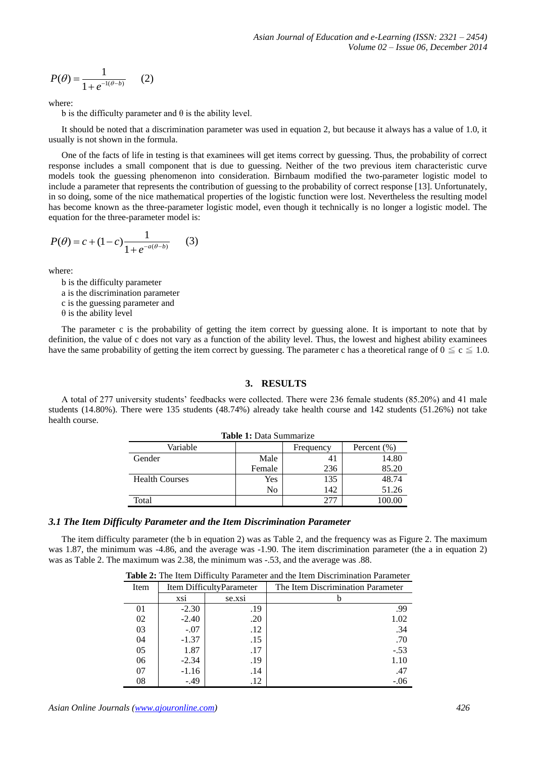$$P(\theta) = \frac{1}{1+e^{-1(\theta-b)}} \quad (2)$$

where:

b is the difficulty parameter and θ is the ability level.

It should be noted that a discrimination parameter was used in equation 2, but because it always has a value of 1.0, it usually is not shown in the formula.

One of the facts of life in testing is that examinees will get items correct by guessing. Thus, the probability of correct response includes a small component that is due to guessing. Neither of the two previous item characteristic curve models took the guessing phenomenon into consideration. Birnbaum modified the two-parameter logistic model to include a parameter that represents the contribution of guessing to the probability of correct response [13]. Unfortunately, in so doing, some of the nice mathematical properties of the logistic function were lost. Nevertheless the resulting model has become known as the three-parameter logistic model, even though it technically is no longer a logistic model. The equation for the three-parameter model is:

$$P(\theta) = c + (1-c)\frac{1}{1+e^{-a(\theta-b)}} \quad (3)$$

where:

b is the difficulty parameter
a is the discrimination parameter
c is the guessing parameter and
θ is the ability level

The parameter c is the probability of getting the item correct by guessing alone. It is important to note that by definition, the value of c does not vary as a function of the ability level. Thus, the lowest and highest ability examinees have the same probability of getting the item correct by guessing. The parameter c has a theoretical range of $0 \leqq c \leqq 1.0$.

## 3. RESULTS

A total of 277 university students' feedbacks were collected. There were 236 female students (85.20%) and 41 male students (14.80%). There were 135 students (48.74%) already take health course and 142 students (51.26%) not take health course.

**Table 1:** Data Summarize

| Variable | | Frequency | Percent (%) |
|---|---|---|---|
| Gender | Male | 41 | 14.80 |
| | Female | 236 | 85.20 |
| Health Courses | Yes | 135 | 48.74 |
| | No | 142 | 51.26 |
| Total | | 277 | 100.00 |

### *3.1 The Item Difficulty Parameter and the Item Discrimination Parameter*

The item difficulty parameter (the b in equation 2) was as Table 2, and the frequency was as Figure 2. The maximum was 1.87, the minimum was -4.86, and the average was -1.90. The item discrimination parameter (the a in equation 2) was as Table 2. The maximum was 2.38, the minimum was -.53, and the average was .88.

**Table 2:** The Item Difficulty Parameter and the Item Discrimination Parameter

| Item | Item DifficultyParameter | | The Item Discrimination Parameter |
|---|---|---|---|
| | xsi | se.xsi | b |
| 01 | -2.30 | .19 | .99 |
| 02 | -2.40 | .20 | 1.02 |
| 03 | -.07 | .12 | .34 |
| 04 | -1.37 | .15 | .70 |
| 05 | 1.87 | .17 | -.53 |
| 06 | -2.34 | .19 | 1.10 |
| 07 | -1.16 | .14 | .47 |
| 08 | -.49 | .12 | -.06 |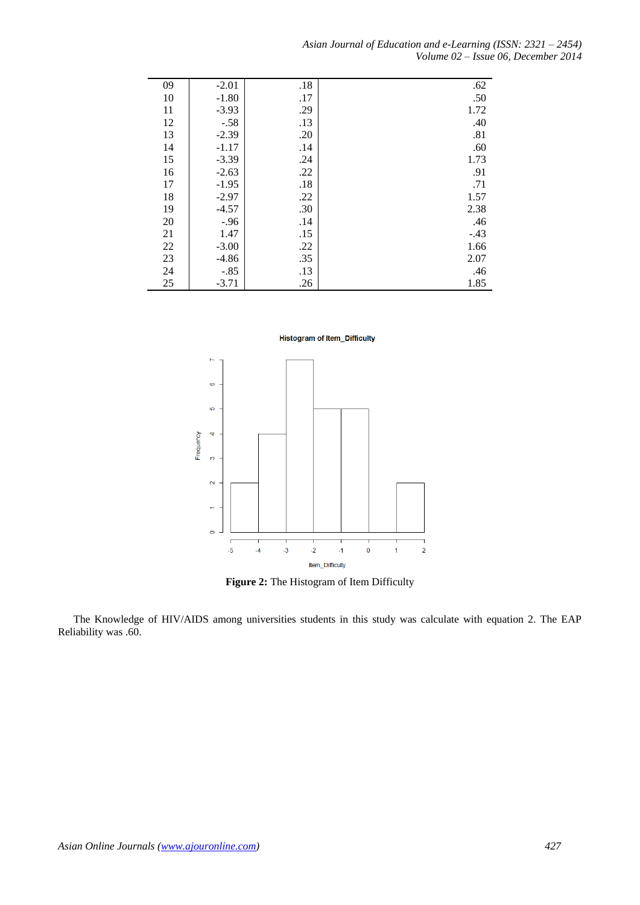| | | | |
|---|---|---|---|
| 09 | -2.01 | .18 | .62 |
| 10 | -1.80 | .17 | .50 |
| 11 | -3.93 | .29 | 1.72 |
| 12 | -.58 | .13 | .40 |
| 13 | -2.39 | .20 | .81 |
| 14 | -1.17 | .14 | .60 |
| 15 | -3.39 | .24 | 1.73 |
| 16 | -2.63 | .22 | .91 |
| 17 | -1.95 | .18 | .71 |
| 18 | -2.97 | .22 | 1.57 |
| 19 | -4.57 | .30 | 2.38 |
| 20 | -.96 | .14 | .46 |
| 21 | 1.47 | .15 | -.43 |
| 22 | -3.00 | .22 | 1.66 |
| 23 | -4.86 | .35 | 2.07 |
| 24 | -.85 | .13 | .46 |
| 25 | -3.71 | .26 | 1.85 |

**Figure 2:** The Histogram of Item Difficulty

The Knowledge of HIV/AIDS among universities students in this study was calculate with equation 2. The EAP Reliability was .60.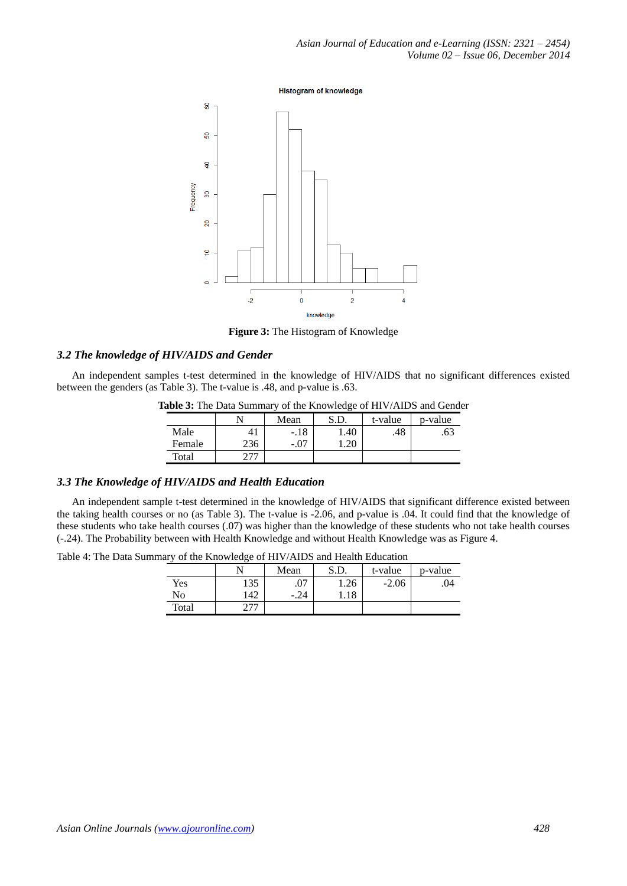**Figure 3:** The Histogram of Knowledge

### *3.2 The knowledge of HIV/AIDS and Gender*

An independent samples t-test determined in the knowledge of HIV/AIDS that no significant differences existed between the genders (as Table 3). The t-value is .48, and p-value is .63.

**Table 3:** The Data Summary of the Knowledge of HIV/AIDS and Gender

| | N | Mean | S.D. | t-value | p-value |
|---|---|---|---|---|---|
| Male | 41 | -.18 | 1.40 | .48 | .63 |
| Female | 236 | -.07 | 1.20 | | |
| Total | 277 | | | | |

### *3.3 The Knowledge of HIV/AIDS and Health Education*

An independent sample t-test determined in the knowledge of HIV/AIDS that significant difference existed between the taking health courses or no (as Table 3). The t-value is -2.06, and p-value is .04. It could find that the knowledge of these students who take health courses (.07) was higher than the knowledge of these students who not take health courses (-.24). The Probability between with Health Knowledge and without Health Knowledge was as Figure 4.

Table 4: The Data Summary of the Knowledge of HIV/AIDS and Health Education

| | N | Mean | S.D. | t-value | p-value |
|---|---|---|---|---|---|
| Yes | 135 | .07 | 1.26 | -2.06 | .04 |
| No | 142 | -.24 | 1.18 | | |
| Total | 277 | | | | |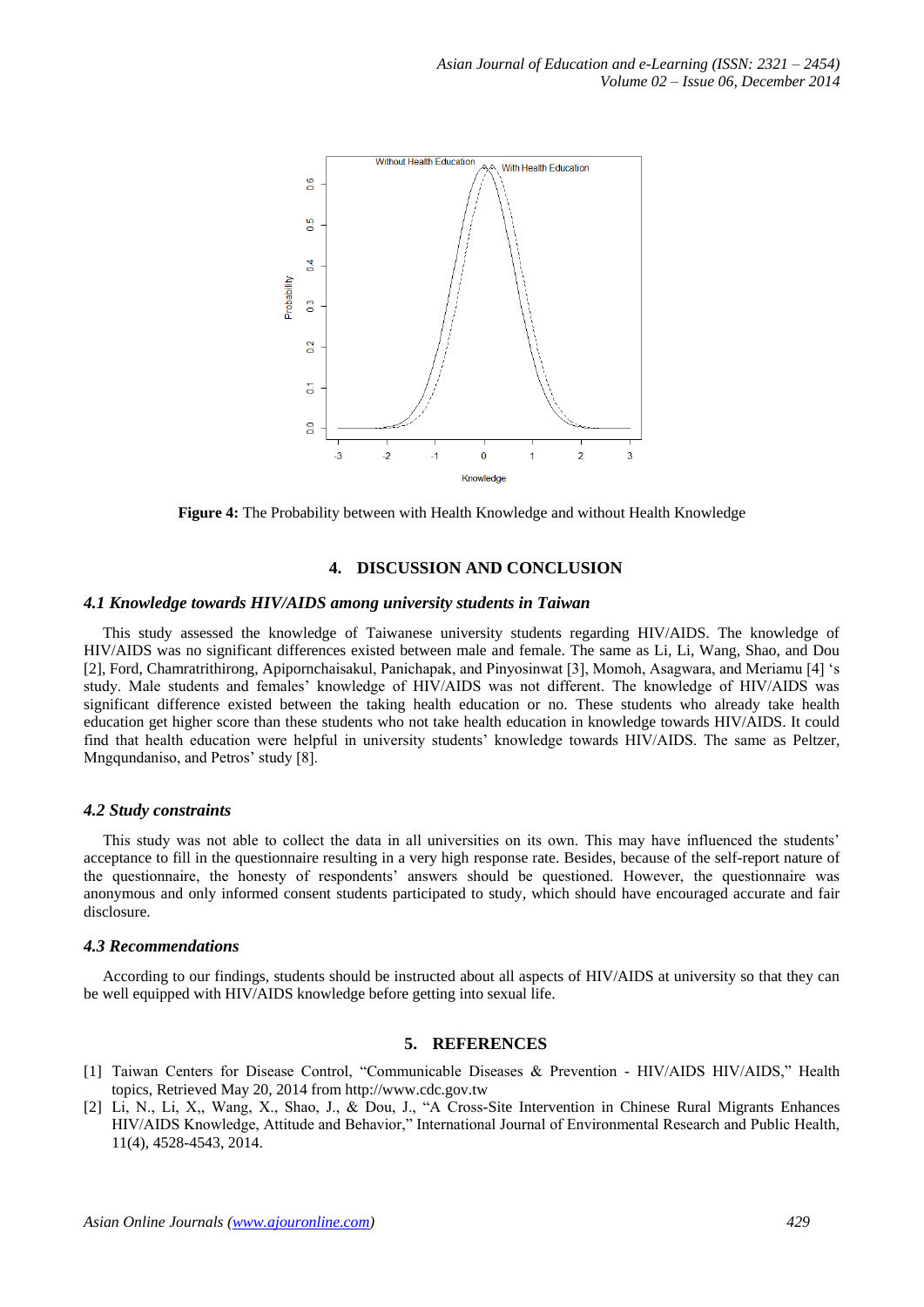Figure 4: The Probability between with Health Knowledge and without Health Knowledge

## 4. DISCUSSION AND CONCLUSION

### *4.1 Knowledge towards HIV/AIDS among university students in Taiwan*

This study assessed the knowledge of Taiwanese university students regarding HIV/AIDS. The knowledge of HIV/AIDS was no significant differences existed between male and female. The same as Li, Li, Wang, Shao, and Dou [2], Ford, Chamratrithirong, Apipornchaisakul, Panichapak, and Pinyosinwat [3], Momoh, Asagwara, and Meriamu [4] 's study. Male students and females' knowledge of HIV/AIDS was not different. The knowledge of HIV/AIDS was significant difference existed between the taking health education or no. These students who already take health education get higher score than these students who not take health education in knowledge towards HIV/AIDS. It could find that health education were helpful in university students' knowledge towards HIV/AIDS. The same as Peltzer, Mngqundaniso, and Petros' study [8].

### *4.2 Study constraints*

This study was not able to collect the data in all universities on its own. This may have influenced the students' acceptance to fill in the questionnaire resulting in a very high response rate. Besides, because of the self-report nature of the questionnaire, the honesty of respondents' answers should be questioned. However, the questionnaire was anonymous and only informed consent students participated to study, which should have encouraged accurate and fair disclosure.

### *4.3 Recommendations*

According to our findings, students should be instructed about all aspects of HIV/AIDS at university so that they can be well equipped with HIV/AIDS knowledge before getting into sexual life.

## 5. REFERENCES

[1] Taiwan Centers for Disease Control, "Communicable Diseases & Prevention - HIV/AIDS HIV/AIDS," Health topics, Retrieved May 20, 2014 from http://www.cdc.gov.tw

[2] Li, N., Li, X,, Wang, X., Shao, J., & Dou, J., "A Cross-Site Intervention in Chinese Rural Migrants Enhances HIV/AIDS Knowledge, Attitude and Behavior," International Journal of Environmental Research and Public Health, 11(4), 4528-4543, 2014.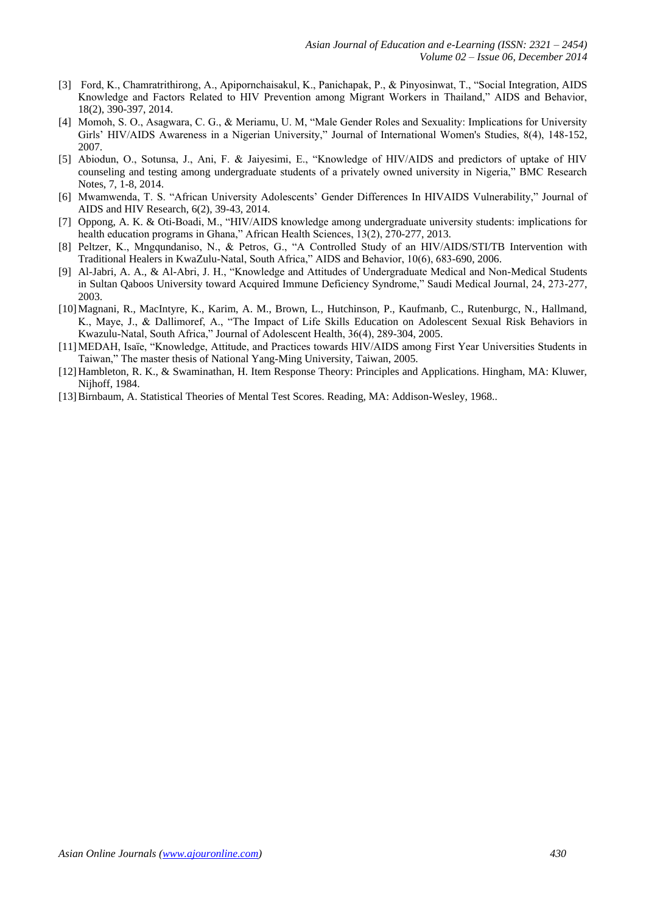[3] Ford, K., Chamratrithirong, A., Apipornchaisakul, K., Panichapak, P., & Pinyosinwat, T., "Social Integration, AIDS Knowledge and Factors Related to HIV Prevention among Migrant Workers in Thailand," AIDS and Behavior, 18(2), 390-397, 2014.

[4] Momoh, S. O., Asagwara, C. G., & Meriamu, U. M, "Male Gender Roles and Sexuality: Implications for University Girls' HIV/AIDS Awareness in a Nigerian University," Journal of International Women's Studies, 8(4), 148-152, 2007.

[5] Abiodun, O., Sotunsa, J., Ani, F. & Jaiyesimi, E., "Knowledge of HIV/AIDS and predictors of uptake of HIV counseling and testing among undergraduate students of a privately owned university in Nigeria," BMC Research Notes, 7, 1-8, 2014.

[6] Mwamwenda, T. S. "African University Adolescents' Gender Differences In HIVAIDS Vulnerability," Journal of AIDS and HIV Research, 6(2), 39-43, 2014.

[7] Oppong, A. K. & Oti-Boadi, M., "HIV/AIDS knowledge among undergraduate university students: implications for health education programs in Ghana," African Health Sciences, 13(2), 270-277, 2013.

[8] Peltzer, K., Mngqundaniso, N., & Petros, G., "A Controlled Study of an HIV/AIDS/STI/TB Intervention with Traditional Healers in KwaZulu-Natal, South Africa," AIDS and Behavior, 10(6), 683-690, 2006.

[9] Al-Jabri, A. A., & Al-Abri, J. H., "Knowledge and Attitudes of Undergraduate Medical and Non-Medical Students in Sultan Qaboos University toward Acquired Immune Deficiency Syndrome," Saudi Medical Journal, 24, 273-277, 2003.

[10] Magnani, R., MacIntyre, K., Karim, A. M., Brown, L., Hutchinson, P., Kaufmanb, C., Rutenburgc, N., Hallmand, K., Maye, J., & Dallimoref, A., "The Impact of Life Skills Education on Adolescent Sexual Risk Behaviors in Kwazulu-Natal, South Africa," Journal of Adolescent Health, 36(4), 289-304, 2005.

[11] MEDAH, Isaïe, "Knowledge, Attitude, and Practices towards HIV/AIDS among First Year Universities Students in Taiwan," The master thesis of National Yang-Ming University, Taiwan, 2005.

[12] Hambleton, R. K., & Swaminathan, H. Item Response Theory: Principles and Applications. Hingham, MA: Kluwer, Nijhoff, 1984.

[13] Birnbaum, A. Statistical Theories of Mental Test Scores. Reading, MA: Addison-Wesley, 1968..